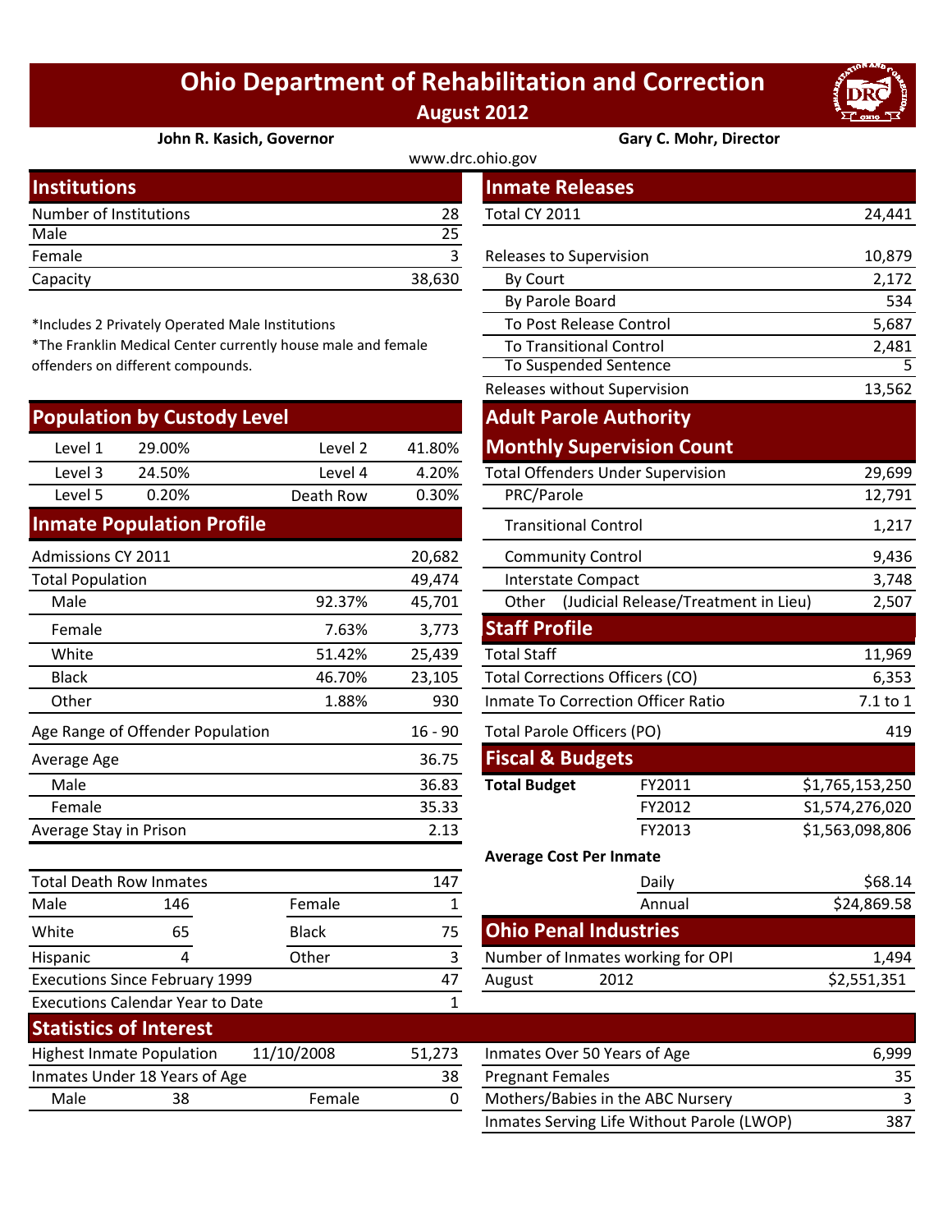# Ohio Department of Rehabilitation and Correction

**August 2012**

**John R. Kasich, Governor** | **Gary C. Mohr, Director**

www.drc.ohio.gov

## Institutions

| | |
|---|---|
| Number of Institutions | 28 |
| Male | 25 |
| Female | 3 |
| Capacity | 38,630 |

*Includes 2 Privately Operated Male Institutions

*The Franklin Medical Center currently house male and female offenders on different compounds.

## Population by Custody Level

| | | | |
|---|---|---|---|
| Level 1 | 29.00% | Level 2 | 41.80% |
| Level 3 | 24.50% | Level 4 | 4.20% |
| Level 5 | 0.20% | Death Row | 0.30% |

## Inmate Population Profile

| | | |
|---|---|---|
| Admissions CY 2011 | | 20,682 |
| Total Population | | 49,474 |
| Male | 92.37% | 45,701 |
| Female | 7.63% | 3,773 |
| White | 51.42% | 25,439 |
| Black | 46.70% | 23,105 |
| Other | 1.88% | 930 |
| Age Range of Offender Population | | 16 - 90 |
| Average Age | | 36.75 |
| Male | | 36.83 |
| Female | | 35.33 |
| Average Stay in Prison | | 2.13 |

| | | | |
|---|---|---|---|
| Total Death Row Inmates | | | 147 |
| Male | 146 | Female | 1 |
| White | 65 | Black | 75 |
| Hispanic | 4 | Other | 3 |
| Executions Since February 1999 | | | 47 |
| Executions Calendar Year to Date | | | 1 |

## Inmate Releases

| | |
|---|---|
| Total CY 2011 | 24,441 |
| Releases to Supervision | 10,879 |
| By Court | 2,172 |
| By Parole Board | 534 |
| To Post Release Control | 5,687 |
| To Transitional Control | 2,481 |
| To Suspended Sentence | 5 |
| Releases without Supervision | 13,562 |

## Adult Parole Authority Monthly Supervision Count

| | |
|---|---|
| Total Offenders Under Supervision | 29,699 |
| PRC/Parole | 12,791 |
| Transitional Control | 1,217 |
| Community Control | 9,436 |
| Interstate Compact | 3,748 |
| Other (Judicial Release/Treatment in Lieu) | 2,507 |

## Staff Profile

| | |
|---|---|
| Total Staff | 11,969 |
| Total Corrections Officers (CO) | 6,353 |
| Inmate To Correction Officer Ratio | 7.1 to 1 |
| Total Parole Officers (PO) | 419 |

## Fiscal & Budgets

| | | |
|---|---|---|
| **Total Budget** | FY2011 | $1,765,153,250 |
| | FY2012 | $1,574,276,020 |
| | FY2013 | $1,563,098,806 |

**Average Cost Per Inmate**

| | |
|---|---|
| Daily | $68.14 |
| Annual | $24,869.58 |

## Ohio Penal Industries

| | | |
|---|---|---|
| Number of Inmates working for OPI | | 1,494 |
| August | 2012 | $2,551,351 |

## Statistics of Interest

| | | | |
|---|---|---|---|
| Highest Inmate Population | 11/10/2008 | | 51,273 |
| Inmates Under 18 Years of Age | | | 38 |
| Male | 38 | Female | 0 |

| | |
|---|---|
| Inmates Over 50 Years of Age | 6,999 |
| Pregnant Females | 35 |
| Mothers/Babies in the ABC Nursery | 3 |
| Inmates Serving Life Without Parole (LWOP) | 387 |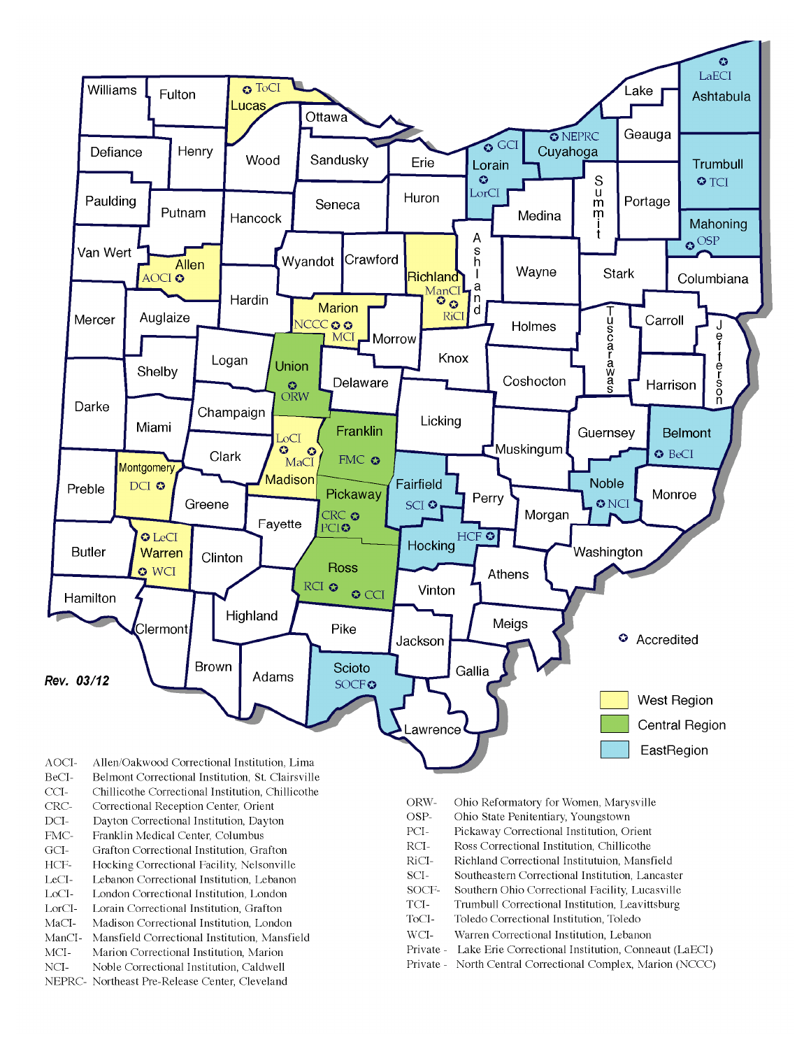Rev. 03/12

Accredited

West Region

Central Region

EastRegion

AOCI- Allen/Oakwood Correctional Institution, Lima
BeCI- Belmont Correctional Institution, St. Clairsville
CCI- Chillicothe Correctional Institution, Chillicothe
CRC- Correctional Reception Center, Orient
DCI- Dayton Correctional Institution, Dayton
FMC- Franklin Medical Center, Columbus
GCI- Grafton Correctional Institution, Grafton
HCF- Hocking Correctional Facility, Nelsonville
LeCI- Lebanon Correctional Institution, Lebanon
LoCI- London Correctional Institution, London
LorCI- Lorain Correctional Institution, Grafton
MaCI- Madison Correctional Institution, London
ManCI- Mansfield Correctional Institution, Mansfield
MCI- Marion Correctional Institution, Marion
NCI- Noble Correctional Institution, Caldwell
NEPRC- Northeast Pre-Release Center, Cleveland

ORW- Ohio Reformatory for Women, Marysville
OSP- Ohio State Penitentiary, Youngstown
PCI- Pickaway Correctional Institution, Orient
RCI- Ross Correctional Institution, Chillicothe
RiCI- Richland Correctional Instituttuion, Mansfield
SCI- Southeastern Correctional Institution, Lancaster
SOCF- Southern Ohio Correctional Facility, Lucasville
TCI- Trumbull Correctional Institution, Leavittsburg
ToCI- Toledo Correctional Institution, Toledo
WCI- Warren Correctional Institution, Lebanon
Private - Lake Erie Correctional Institution, Conneaut (LaECI)
Private - North Central Correctional Complex, Marion (NCCC)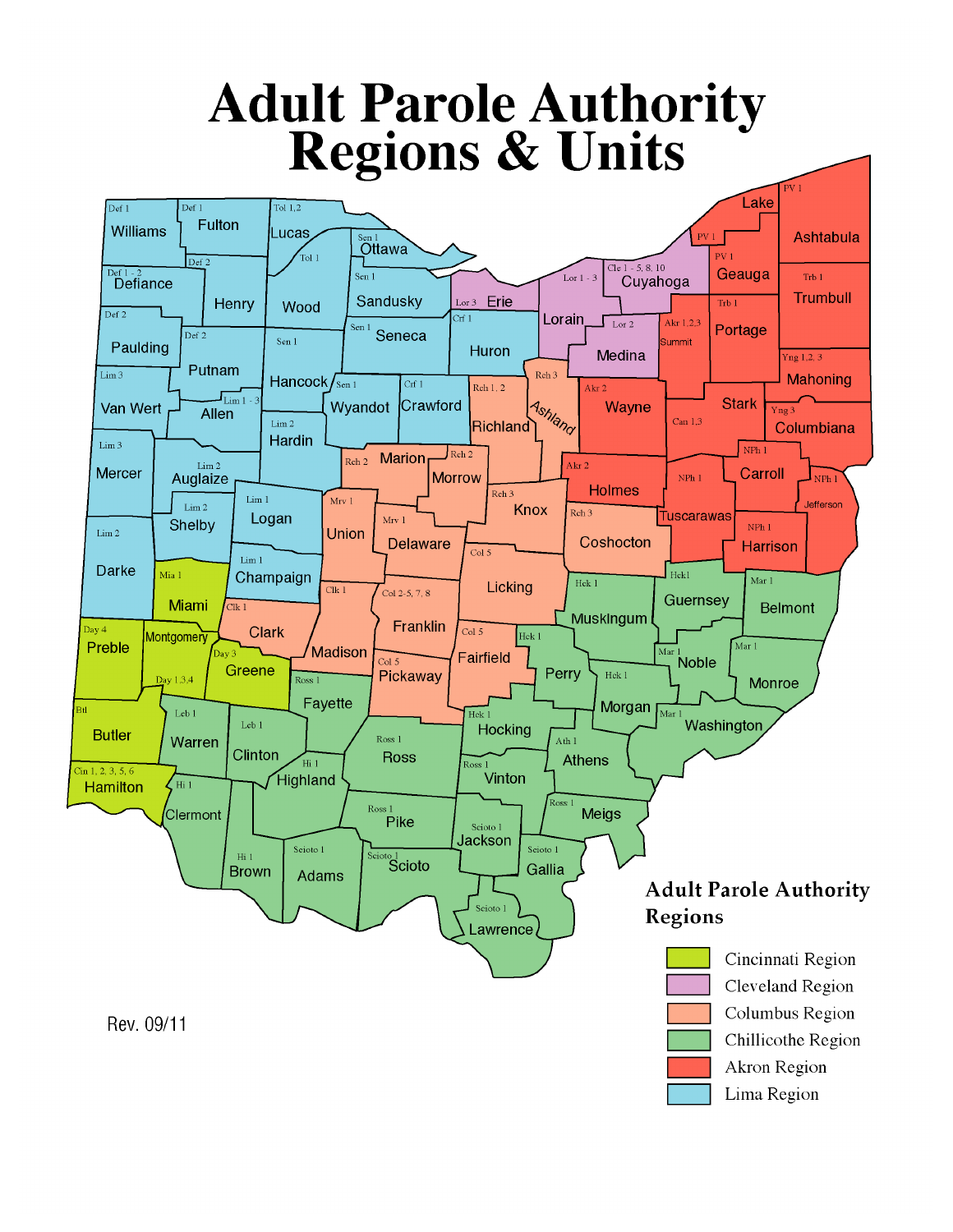# Adult Parole Authority Regions & Units

Def 1
Williams

Def 1
Fulton

Tol 1,2
Lucas

Sen 1
Ottawa

Tol 1
Wood

Def 1 - 2
Defiance

Def 2
Henry

Sen 1
Sandusky

Lor 3
Erie

Lor 1 - 3
Lorain

Cle 1 - 5, 8, 10
Cuyahoga

PV 1
Lake

PV 1
Ashtabula

PV 1
Geauga

Trb 1
Trumbull

Def 2
Paulding

Def 2
Putnam

Sen 1
Hancock

Sen 1
Seneca

Crf 1
Huron

Lor 2
Medina

Akr 1,2,3
Summit

Trb 1
Portage

Yng 1,2, 3
Mahoning

Lim 3
Van Wert

Lim 1 - 3
Allen

Sen 1
Wyandot

Crf 1
Crawford

Rch 1, 2
Richland

Rch 3
Ashland

Akr 2
Wayne

Can 1,3
Stark

Yng 3
Columbiana

Lim 3
Mercer

Lim 2
Auglaize

Lim 2
Hardin

Rch 2
Marion

Rch 2
Morrow

Rch 3
Knox

Akr 2
Holmes

NPh 1
Tuscarawas

NPh 1
Carroll

NPh 1
Jefferson

Lim 2
Shelby

Lim 1
Logan

Mrv 1
Union

Mrv 1
Delaware

Rch 3
Coshocton

NPh 1
Harrison

Lim 2
Darke

Mia 1
Miami

Lim 1
Champaign

Col 5
Licking

Hck 1
Muskingum

Hck1
Guernsey

Mar 1
Belmont

Day 4
Preble

Montgomery

Clk 1
Clark

Clk 1
Madison

Col 2-5, 7, 8
Franklin

Col 5
Fairfield

Hck 1
Perry

Mar 1
Noble

Mar 1
Monroe

Day 1,3,4

Day 3
Greene

Ross 1
Fayette

Col 5
Pickaway

Hck 1
Morgan

Mar 1
Washington

Btl
Butler

Leb 1
Warren

Leb 1
Clinton

Ross 1
Ross

Hck 1
Hocking

Ath 1
Athens

Cin 1, 2, 3, 5, 6
Hamilton

Hi 1
Clermont

Hi 1
Highland

Ross 1
Vinton

Ross 1
Pike

Ross 1
Meigs

Hi 1
Brown

Scioto 1
Adams

Scioto 1
Scioto

Scioto 1
Jackson

Scioto 1
Gallia

Scioto 1
Lawrence

**Adult Parole Authority Regions**

- Cincinnati Region
- Cleveland Region
- Columbus Region
- Chillicothe Region
- Akron Region
- Lima Region

Rev. 09/11